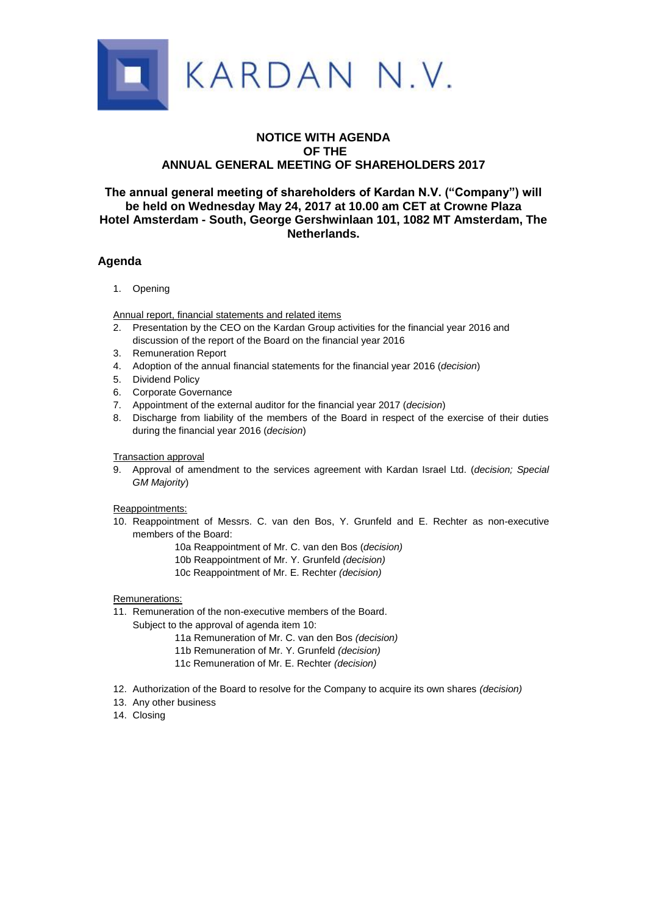KARDAN N.V.

# NOTICE WITH AGENDA OF THE ANNUAL GENERAL MEETING OF SHAREHOLDERS 2017

**The annual general meeting of shareholders of Kardan N.V. ("Company") will be held on Wednesday May 24, 2017 at 10.00 am CET at Crowne Plaza Hotel Amsterdam - South, George Gershwinlaan 101, 1082 MT Amsterdam, The Netherlands.**

## Agenda

1. Opening

Annual report, financial statements and related items

2. Presentation by the CEO on the Kardan Group activities for the financial year 2016 and discussion of the report of the Board on the financial year 2016
3. Remuneration Report
4. Adoption of the annual financial statements for the financial year 2016 (*decision*)
5. Dividend Policy
6. Corporate Governance
7. Appointment of the external auditor for the financial year 2017 (*decision*)
8. Discharge from liability of the members of the Board in respect of the exercise of their duties during the financial year 2016 (*decision*)

Transaction approval

9. Approval of amendment to the services agreement with Kardan Israel Ltd. (*decision; Special GM Majority*)

Reappointments:

10. Reappointment of Messrs. C. van den Bos, Y. Grunfeld and E. Rechter as non-executive members of the Board:
    - 10a Reappointment of Mr. C. van den Bos (*decision)*
    - 10b Reappointment of Mr. Y. Grunfeld *(decision)*
    - 10c Reappointment of Mr. E. Rechter *(decision)*

Remunerations:

11. Remuneration of the non-executive members of the Board.
    Subject to the approval of agenda item 10:
    - 11a Remuneration of Mr. C. van den Bos *(decision)*
    - 11b Remuneration of Mr. Y. Grunfeld *(decision)*
    - 11c Remuneration of Mr. E. Rechter *(decision)*

12. Authorization of the Board to resolve for the Company to acquire its own shares *(decision)*
13. Any other business
14. Closing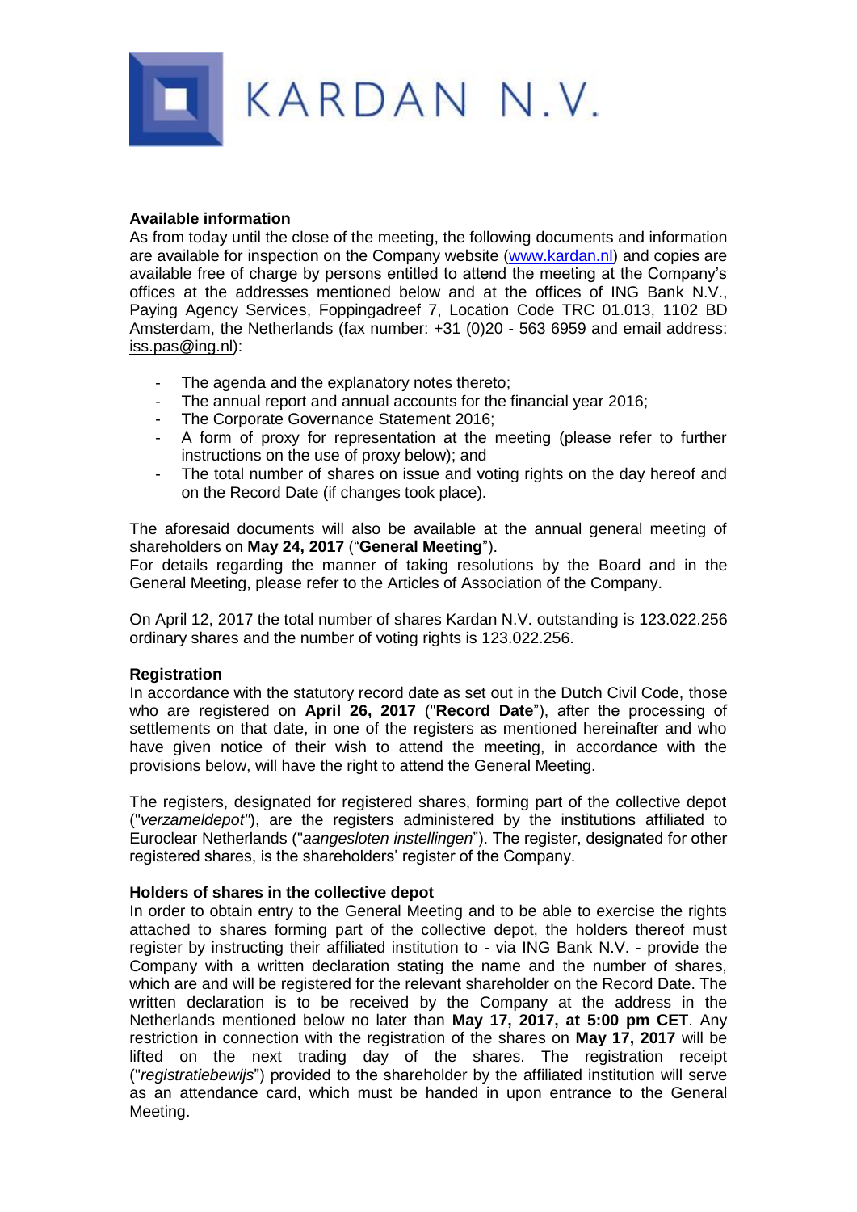KARDAN N.V.

## Available information

As from today until the close of the meeting, the following documents and information are available for inspection on the Company website (www.kardan.nl) and copies are available free of charge by persons entitled to attend the meeting at the Company's offices at the addresses mentioned below and at the offices of ING Bank N.V., Paying Agency Services, Foppingadreef 7, Location Code TRC 01.013, 1102 BD Amsterdam, the Netherlands (fax number: +31 (0)20 - 563 6959 and email address: iss.pas@ing.nl):

- The agenda and the explanatory notes thereto;
- The annual report and annual accounts for the financial year 2016;
- The Corporate Governance Statement 2016;
- A form of proxy for representation at the meeting (please refer to further instructions on the use of proxy below); and
- The total number of shares on issue and voting rights on the day hereof and on the Record Date (if changes took place).

The aforesaid documents will also be available at the annual general meeting of shareholders on **May 24, 2017** ("**General Meeting**").
For details regarding the manner of taking resolutions by the Board and in the General Meeting, please refer to the Articles of Association of the Company.

On April 12, 2017 the total number of shares Kardan N.V. outstanding is 123.022.256 ordinary shares and the number of voting rights is 123.022.256.

## Registration

In accordance with the statutory record date as set out in the Dutch Civil Code, those who are registered on **April 26, 2017** ("**Record Date**"), after the processing of settlements on that date, in one of the registers as mentioned hereinafter and who have given notice of their wish to attend the meeting, in accordance with the provisions below, will have the right to attend the General Meeting.

The registers, designated for registered shares, forming part of the collective depot ("*verzameldepot*"), are the registers administered by the institutions affiliated to Euroclear Netherlands ("*aangesloten instellingen*"). The register, designated for other registered shares, is the shareholders' register of the Company.

## Holders of shares in the collective depot

In order to obtain entry to the General Meeting and to be able to exercise the rights attached to shares forming part of the collective depot, the holders thereof must register by instructing their affiliated institution to - via ING Bank N.V. - provide the Company with a written declaration stating the name and the number of shares, which are and will be registered for the relevant shareholder on the Record Date. The written declaration is to be received by the Company at the address in the Netherlands mentioned below no later than **May 17, 2017, at 5:00 pm CET**. Any restriction in connection with the registration of the shares on **May 17, 2017** will be lifted on the next trading day of the shares. The registration receipt ("*registratiebewijs*") provided to the shareholder by the affiliated institution will serve as an attendance card, which must be handed in upon entrance to the General Meeting.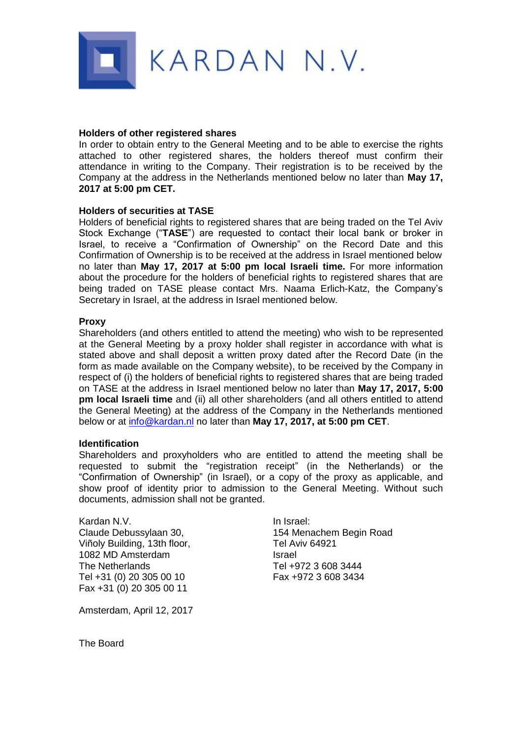KARDAN N.V.

**Holders of other registered shares**

In order to obtain entry to the General Meeting and to be able to exercise the rights attached to other registered shares, the holders thereof must confirm their attendance in writing to the Company. Their registration is to be received by the Company at the address in the Netherlands mentioned below no later than **May 17, 2017 at 5:00 pm CET.**

**Holders of securities at TASE**

Holders of beneficial rights to registered shares that are being traded on the Tel Aviv Stock Exchange ("**TASE**") are requested to contact their local bank or broker in Israel, to receive a "Confirmation of Ownership" on the Record Date and this Confirmation of Ownership is to be received at the address in Israel mentioned below no later than **May 17, 2017 at 5:00 pm local Israeli time.** For more information about the procedure for the holders of beneficial rights to registered shares that are being traded on TASE please contact Mrs. Naama Erlich-Katz, the Company's Secretary in Israel, at the address in Israel mentioned below.

**Proxy**

Shareholders (and others entitled to attend the meeting) who wish to be represented at the General Meeting by a proxy holder shall register in accordance with what is stated above and shall deposit a written proxy dated after the Record Date (in the form as made available on the Company website), to be received by the Company in respect of (i) the holders of beneficial rights to registered shares that are being traded on TASE at the address in Israel mentioned below no later than **May 17, 2017, 5:00 pm local Israeli time** and (ii) all other shareholders (and all others entitled to attend the General Meeting) at the address of the Company in the Netherlands mentioned below or at info@kardan.nl no later than **May 17, 2017, at 5:00 pm CET**.

**Identification**

Shareholders and proxyholders who are entitled to attend the meeting shall be requested to submit the "registration receipt" (in the Netherlands) or the "Confirmation of Ownership" (in Israel), or a copy of the proxy as applicable, and show proof of identity prior to admission to the General Meeting. Without such documents, admission shall not be granted.

Kardan N.V.
Claude Debussylaan 30,
Viñoly Building, 13th floor,
1082 MD Amsterdam
The Netherlands
Tel +31 (0) 20 305 00 10
Fax +31 (0) 20 305 00 11

In Israel:
154 Menachem Begin Road
Tel Aviv 64921
Israel
Tel +972 3 608 3444
Fax +972 3 608 3434

Amsterdam, April 12, 2017

The Board